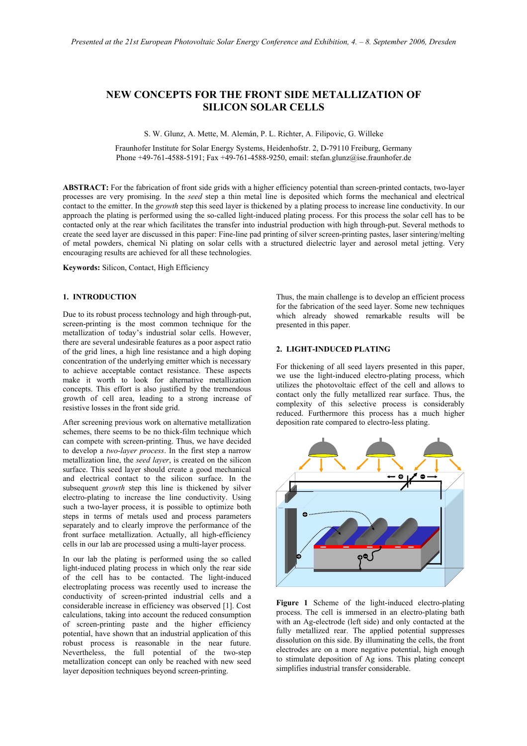# NEW CONCEPTS FOR THE FRONT SIDE METALLIZATION OF SILICON SOLAR CELLS

S. W. Glunz, A. Mette, M. Alemán, P. L. Richter, A. Filipovic, G. Willeke

Fraunhofer Institute for Solar Energy Systems, Heidenhofstr. 2, D-79110 Freiburg, Germany
Phone +49-761-4588-5191; Fax +49-761-4588-9250, email: stefan.glunz@ise.fraunhofer.de

**ABSTRACT:** For the fabrication of front side grids with a higher efficiency potential than screen-printed contacts, two-layer processes are very promising. In the *seed* step a thin metal line is deposited which forms the mechanical and electrical contact to the emitter. In the *growth* step this seed layer is thickened by a plating process to increase line conductivity. In our approach the plating is performed using the so-called light-induced plating process. For this process the solar cell has to be contacted only at the rear which facilitates the transfer into industrial production with high through-put. Several methods to create the seed layer are discussed in this paper: Fine-line pad printing of silver screen-printing pastes, laser sintering/melting of metal powders, chemical Ni plating on solar cells with a structured dielectric layer and aerosol metal jetting. Very encouraging results are achieved for all these technologies.

**Keywords:** Silicon, Contact, High Efficiency

## 1. INTRODUCTION

Due to its robust process technology and high through-put, screen-printing is the most common technique for the metallization of today's industrial solar cells. However, there are several undesirable features as a poor aspect ratio of the grid lines, a high line resistance and a high doping concentration of the underlying emitter which is necessary to achieve acceptable contact resistance. These aspects make it worth to look for alternative metallization concepts. This effort is also justified by the tremendous growth of cell area, leading to a strong increase of resistive losses in the front side grid.

After screening previous work on alternative metallization schemes, there seems to be no thick-film technique which can compete with screen-printing. Thus, we have decided to develop a *two-layer process*. In the first step a narrow metallization line, the *seed layer*, is created on the silicon surface. This seed layer should create a good mechanical and electrical contact to the silicon surface. In the subsequent *growth* step this line is thickened by silver electro-plating to increase the line conductivity. Using such a two-layer process, it is possible to optimize both steps in terms of metals used and process parameters separately and to clearly improve the performance of the front surface metallization. Actually, all high-efficiency cells in our lab are processed using a multi-layer process.

In our lab the plating is performed using the so called light-induced plating process in which only the rear side of the cell has to be contacted. The light-induced electroplating process was recently used to increase the conductivity of screen-printed industrial cells and a considerable increase in efficiency was observed [1]. Cost calculations, taking into account the reduced consumption of screen-printing paste and the higher efficiency potential, have shown that an industrial application of this robust process is reasonable in the near future. Nevertheless, the full potential of the two-step metallization concept can only be reached with new seed layer deposition techniques beyond screen-printing.

Thus, the main challenge is to develop an efficient process for the fabrication of the seed layer. Some new techniques which already showed remarkable results will be presented in this paper.

## 2. LIGHT-INDUCED PLATING

For thickening of all seed layers presented in this paper, we use the light-induced electro-plating process, which utilizes the photovoltaic effect of the cell and allows to contact only the fully metallized rear surface. Thus, the complexity of this selective process is considerably reduced. Furthermore this process has a much higher deposition rate compared to electro-less plating.

**Figure 1** Scheme of the light-induced electro-plating process. The cell is immersed in an electro-plating bath with an Ag-electrode (left side) and only contacted at the fully metallized rear. The applied potential suppresses dissolution on this side. By illuminating the cells, the front electrodes are on a more negative potential, high enough to stimulate deposition of Ag ions. This plating concept simplifies industrial transfer considerable.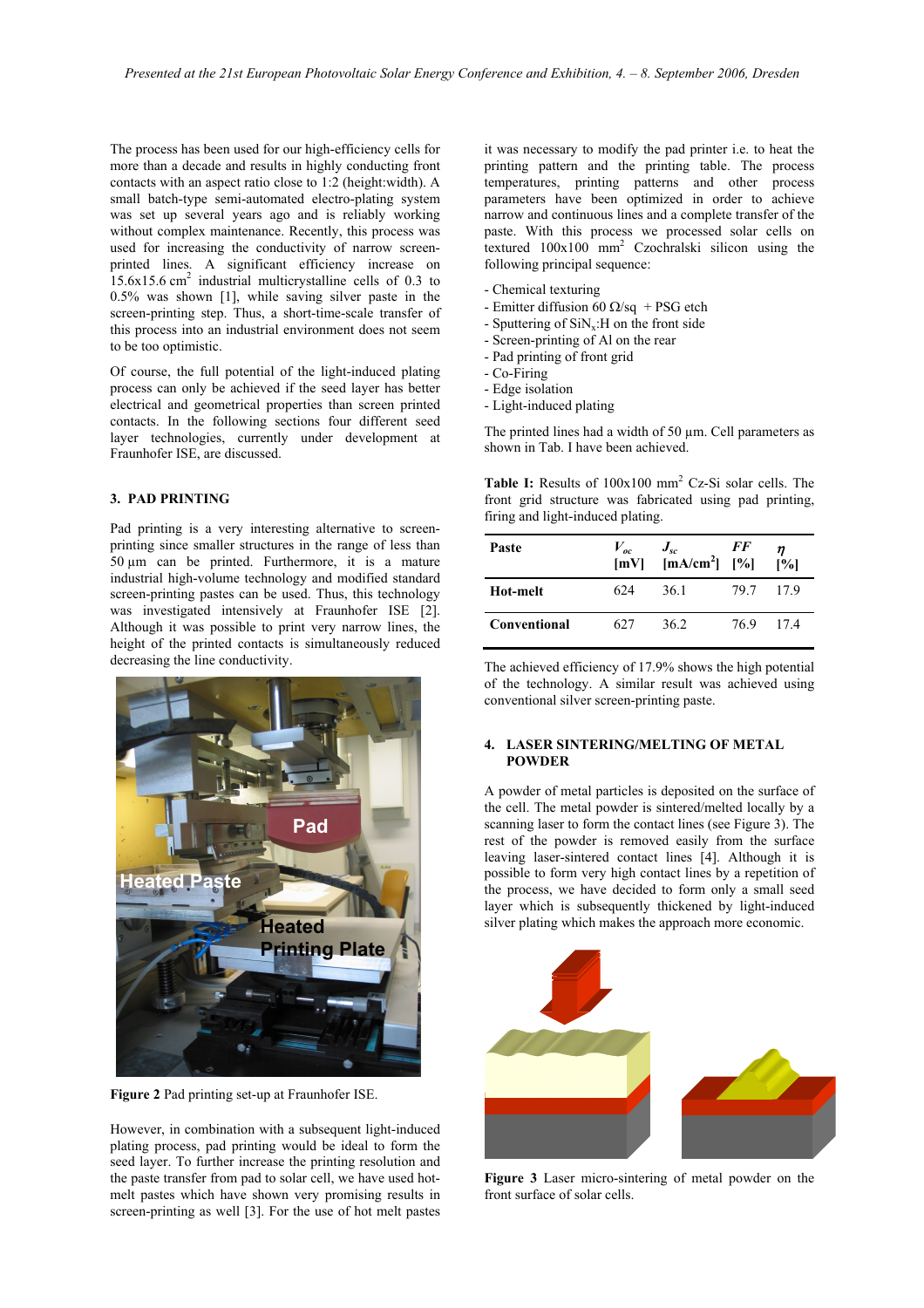The process has been used for our high-efficiency cells for more than a decade and results in highly conducting front contacts with an aspect ratio close to 1:2 (height:width). A small batch-type semi-automated electro-plating system was set up several years ago and is reliably working without complex maintenance. Recently, this process was used for increasing the conductivity of narrow screen-printed lines. A significant efficiency increase on 15.6x15.6 $cm^2$ industrial multicrystalline cells of 0.3 to 0.5% was shown [1], while saving silver paste in the screen-printing step. Thus, a short-time-scale transfer of this process into an industrial environment does not seem to be too optimistic.

Of course, the full potential of the light-induced plating process can only be achieved if the seed layer has better electrical and geometrical properties than screen printed contacts. In the following sections four different seed layer technologies, currently under development at Fraunhofer ISE, are discussed.

## 3. PAD PRINTING

Pad printing is a very interesting alternative to screen-printing since smaller structures in the range of less than 50 µm can be printed. Furthermore, it is a mature industrial high-volume technology and modified standard screen-printing pastes can be used. Thus, this technology was investigated intensively at Fraunhofer ISE [2]. Although it was possible to print very narrow lines, the height of the printed contacts is simultaneously reduced decreasing the line conductivity.

**Figure 2** Pad printing set-up at Fraunhofer ISE.

However, in combination with a subsequent light-induced plating process, pad printing would be ideal to form the seed layer. To further increase the printing resolution and the paste transfer from pad to solar cell, we have used hot-melt pastes which have shown very promising results in screen-printing as well [3]. For the use of hot melt pastes it was necessary to modify the pad printer i.e. to heat the printing pattern and the printing table. The process temperatures, printing patterns and other process parameters have been optimized in order to achieve narrow and continuous lines and a complete transfer of the paste. With this process we processed solar cells on textured 100x100 $mm^2$ Czochralski silicon using the following principal sequence:

- Chemical texturing
- Emitter diffusion 60 Ω/sq + PSG etch
- Sputtering of $SiN_x$:H on the front side
- Screen-printing of Al on the rear
- Pad printing of front grid
- Co-Firing
- Edge isolation
- Light-induced plating

The printed lines had a width of 50 µm. Cell parameters as shown in Tab. I have been achieved.

**Table I:** Results of 100x100 $mm^2$ Cz-Si solar cells. The front grid structure was fabricated using pad printing, firing and light-induced plating.

| Paste | $V_{oc}$ [mV] | $J_{sc}$ [mA/cm$^2$] | FF [%] | $\eta$ [%] |
|---|---|---|---|---|
| Hot-melt | 624 | 36.1 | 79.7 | 17.9 |
| Conventional | 627 | 36.2 | 76.9 | 17.4 |

The achieved efficiency of 17.9% shows the high potential of the technology. A similar result was achieved using conventional silver screen-printing paste.

## 4. LASER SINTERING/MELTING OF METAL POWDER

A powder of metal particles is deposited on the surface of the cell. The metal powder is sintered/melted locally by a scanning laser to form the contact lines (see Figure 3). The rest of the powder is removed easily from the surface leaving laser-sintered contact lines [4]. Although it is possible to form very high contact lines by a repetition of the process, we have decided to form only a small seed layer which is subsequently thickened by light-induced silver plating which makes the approach more economic.

**Figure 3** Laser micro-sintering of metal powder on the front surface of solar cells.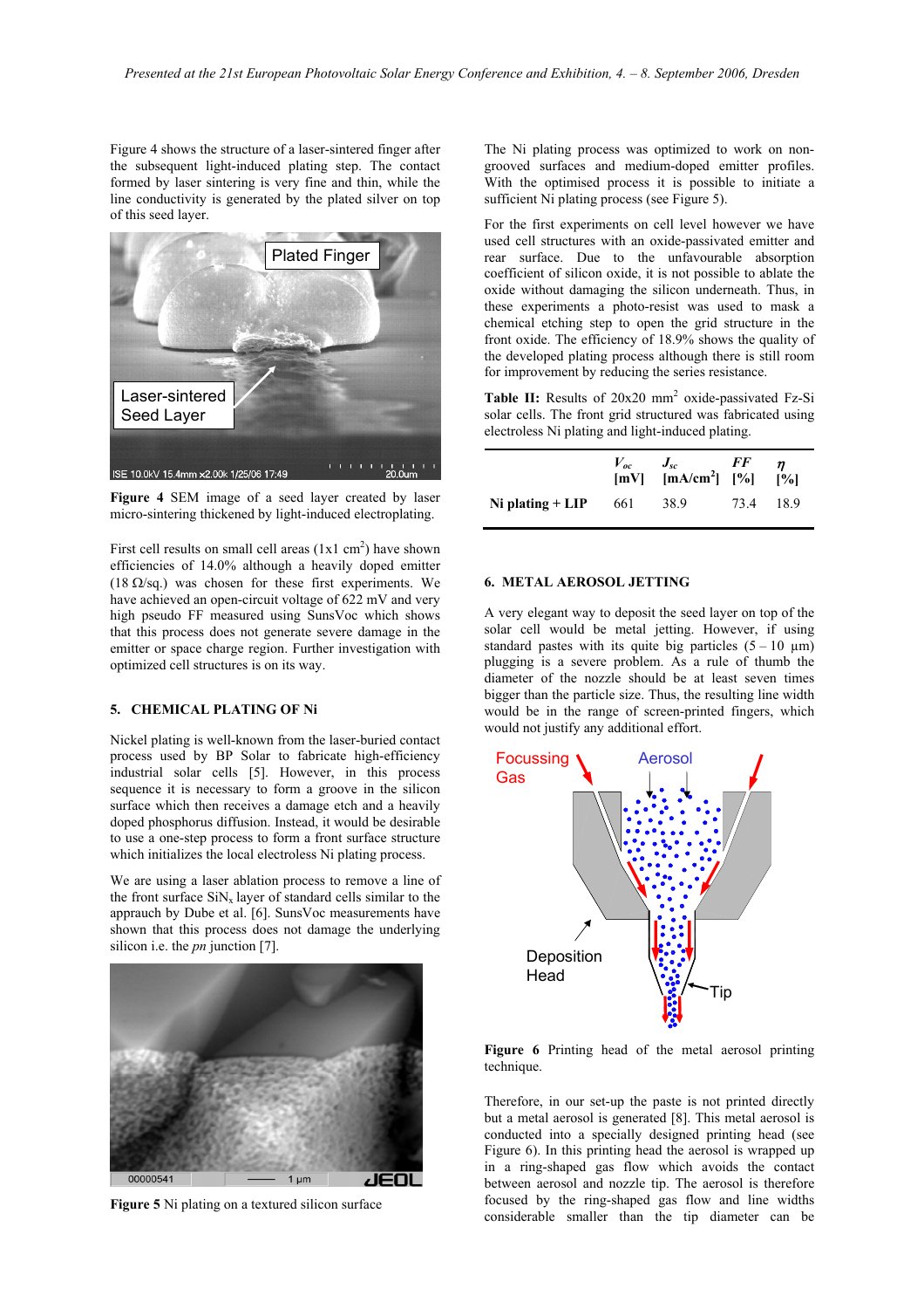Figure 4 shows the structure of a laser-sintered finger after the subsequent light-induced plating step. The contact formed by laser sintering is very fine and thin, while the line conductivity is generated by the plated silver on top of this seed layer.

**Figure 4** SEM image of a seed layer created by laser micro-sintering thickened by light-induced electroplating.

First cell results on small cell areas (1x1 $cm^2$) have shown efficiencies of 14.0% although a heavily doped emitter (18 Ω/sq.) was chosen for these first experiments. We have achieved an open-circuit voltage of 622 mV and very high pseudo FF measured using SunsVoc which shows that this process does not generate severe damage in the emitter or space charge region. Further investigation with optimized cell structures is on its way.

## 5. CHEMICAL PLATING OF Ni

Nickel plating is well-known from the laser-buried contact process used by BP Solar to fabricate high-efficiency industrial solar cells [5]. However, in this process sequence it is necessary to form a groove in the silicon surface which then receives a damage etch and a heavily doped phosphorus diffusion. Instead, it would be desirable to use a one-step process to form a front surface structure which initializes the local electroless Ni plating process.

We are using a laser ablation process to remove a line of the front surface $SiN_x$ layer of standard cells similar to the appraoch by Dube et al. [6]. SunsVoc measurements have shown that this process does not damage the underlying silicon i.e. the *pn* junction [7].

**Figure 5** Ni plating on a textured silicon surface

The Ni plating process was optimized to work on non-grooved surfaces and medium-doped emitter profiles. With the optimised process it is possible to initiate a sufficient Ni plating process (see Figure 5).

For the first experiments on cell level however we have used cell structures with an oxide-passivated emitter and rear surface. Due to the unfavourable absorption coefficient of silicon oxide, it is not possible to ablate the oxide without damaging the silicon underneath. Thus, in these experiments a photo-resist was used to mask a chemical etching step to open the grid structure in the front oxide. The efficiency of 18.9% shows the quality of the developed plating process although there is still room for improvement by reducing the series resistance.

**Table II:** Results of 20x20 $mm^2$ oxide-passivated Fz-Si solar cells. The front grid structured was fabricated using electroless Ni plating and light-induced plating.

| | $V_{oc}$ [mV] | $J_{sc}$ [mA/cm$^2$] | *FF* [%] | $\eta$ [%] |
|---|---|---|---|---|
| **Ni plating + LIP** | 661 | 38.9 | 73.4 | 18.9 |

## 6. METAL AEROSOL JETTING

A very elegant way to deposit the seed layer on top of the solar cell would be metal jetting. However, if using standard pastes with its quite big particles (5 – 10 µm) plugging is a severe problem. As a rule of thumb the diameter of the nozzle should be at least seven times bigger than the particle size. Thus, the resulting line width would be in the range of screen-printed fingers, which would not justify any additional effort.

**Figure 6** Printing head of the metal aerosol printing technique.

Therefore, in our set-up the paste is not printed directly but a metal aerosol is generated [8]. This metal aerosol is conducted into a specially designed printing head (see Figure 6). In this printing head the aerosol is wrapped up in a ring-shaped gas flow which avoids the contact between aerosol and nozzle tip. The aerosol is therefore focused by the ring-shaped gas flow and line widths considerable smaller than the tip diameter can be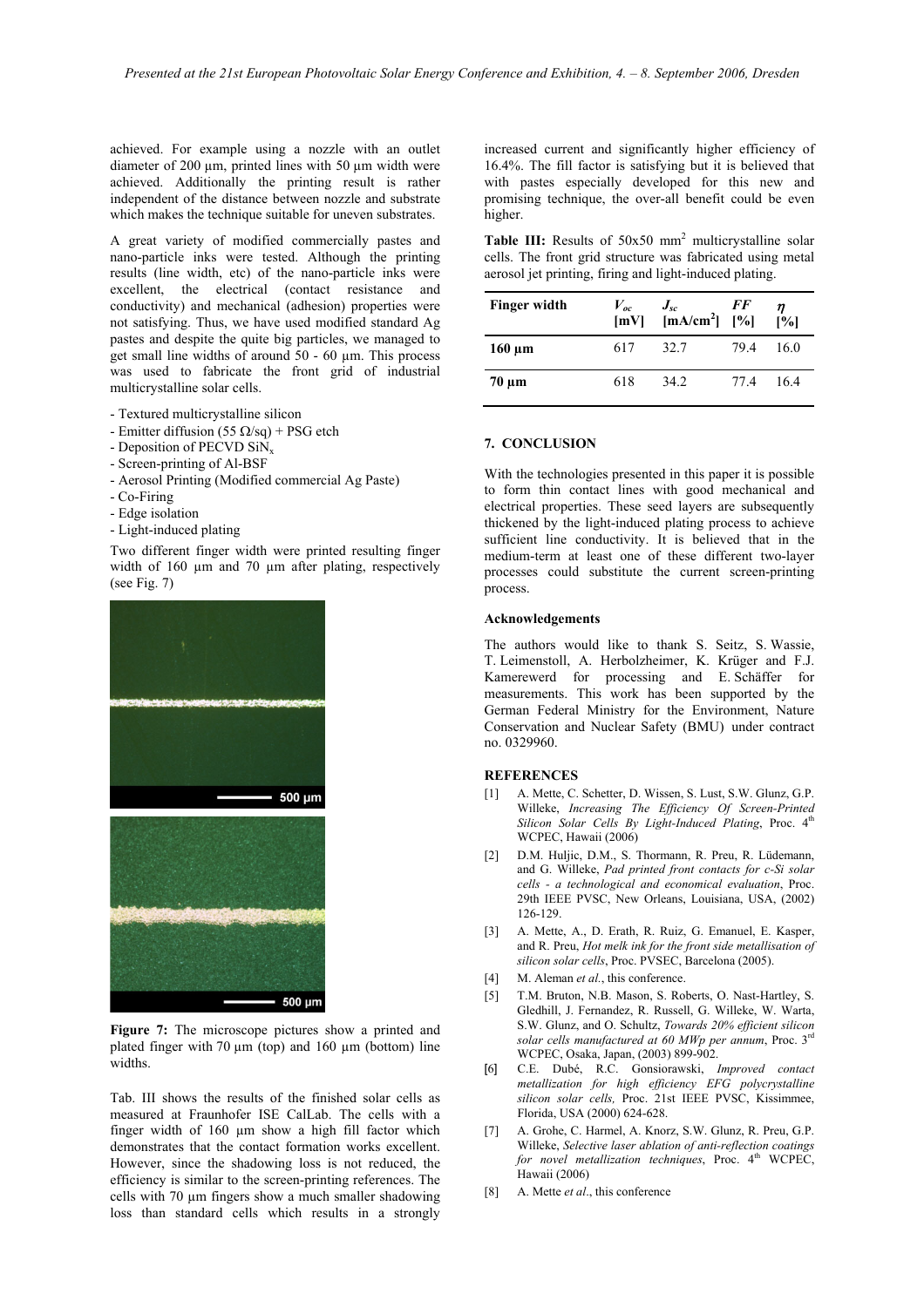achieved. For example using a nozzle with an outlet diameter of 200 µm, printed lines with 50 µm width were achieved. Additionally the printing result is rather independent of the distance between nozzle and substrate which makes the technique suitable for uneven substrates.

A great variety of modified commercially pastes and nano-particle inks were tested. Although the printing results (line width, etc) of the nano-particle inks were excellent, the electrical (contact resistance and conductivity) and mechanical (adhesion) properties were not satisfying. Thus, we have used modified standard Ag pastes and despite the quite big particles, we managed to get small line widths of around 50 - 60 µm. This process was used to fabricate the front grid of industrial multicrystalline solar cells.

- Textured multicrystalline silicon
- Emitter diffusion (55 Ω/sq) + PSG etch
- Deposition of PECVD $SiN_x$
- Screen-printing of Al-BSF
- Aerosol Printing (Modified commercial Ag Paste)
- Co-Firing
- Edge isolation
- Light-induced plating

Two different finger width were printed resulting finger width of 160 µm and 70 µm after plating, respectively (see Fig. 7)

500 µm

500 µm

**Figure 7:** The microscope pictures show a printed and plated finger with 70 µm (top) and 160 µm (bottom) line widths.

Tab. III shows the results of the finished solar cells as measured at Fraunhofer ISE CalLab. The cells with a finger width of 160 µm show a high fill factor which demonstrates that the contact formation works excellent. However, since the shadowing loss is not reduced, the efficiency is similar to the screen-printing references. The cells with 70 µm fingers show a much smaller shadowing loss than standard cells which results in a strongly increased current and significantly higher efficiency of 16.4%. The fill factor is satisfying but it is believed that with pastes especially developed for this new and promising technique, the over-all benefit could be even higher.

**Table III:** Results of 50x50 mm$^2$ multicrystalline solar cells. The front grid structure was fabricated using metal aerosol jet printing, firing and light-induced plating.

| Finger width | $V_{oc}$ [mV] | $J_{sc}$ [mA/cm$^2$] | $FF$ [%] | $\eta$ [%] |
|---|---|---|---|---|
| **160 µm** | 617 | 32.7 | 79.4 | 16.0 |
| **70 µm** | 618 | 34.2 | 77.4 | 16.4 |

## 7. CONCLUSION

With the technologies presented in this paper it is possible to form thin contact lines with good mechanical and electrical properties. These seed layers are subsequently thickened by the light-induced plating process to achieve sufficient line conductivity. It is believed that in the medium-term at least one of these different two-layer processes could substitute the current screen-printing process.

### Acknowledgements

The authors would like to thank S. Seitz, S. Wassie, T. Leimenstoll, A. Herbolzheimer, K. Krüger and F.J. Kamerewerd for processing and E. Schäffer for measurements. This work has been supported by the German Federal Ministry for the Environment, Nature Conservation and Nuclear Safety (BMU) under contract no. 0329960.

## REFERENCES

[1] A. Mette, C. Schetter, D. Wissen, S. Lust, S.W. Glunz, G.P. Willeke, *Increasing The Efficiency Of Screen-Printed Silicon Solar Cells By Light-Induced Plating*, Proc. 4th WCPEC, Hawaii (2006)

[2] D.M. Huljic, D.M., S. Thormann, R. Preu, R. Lüdemann, and G. Willeke, *Pad printed front contacts for c-Si solar cells - a technological and economical evaluation*, Proc. 29th IEEE PVSC, New Orleans, Louisiana, USA, (2002) 126-129.

[3] A. Mette, A., D. Erath, R. Ruiz, G. Emanuel, E. Kasper, and R. Preu, *Hot melk ink for the front side metallisation of silicon solar cells*, Proc. PVSEC, Barcelona (2005).

[4] M. Aleman *et al.*, this conference.

[5] T.M. Bruton, N.B. Mason, S. Roberts, O. Nast-Hartley, S. Gledhill, J. Fernandez, R. Russell, G. Willeke, W. Warta, S.W. Glunz, and O. Schultz, *Towards 20% efficient silicon solar cells manufactured at 60 MWp per annum*, Proc. 3rd WCPEC, Osaka, Japan, (2003) 899-902.

[6] C.E. Dubé, R.C. Gonsiorawski, *Improved contact metallization for high efficiency EFG polycrystalline silicon solar cells,* Proc. 21st IEEE PVSC, Kissimmee, Florida, USA (2000) 624-628.

[7] A. Grohe, C. Harmel, A. Knorz, S.W. Glunz, R. Preu, G.P. Willeke, *Selective laser ablation of anti-reflection coatings for novel metallization techniques*, Proc. 4th WCPEC, Hawaii (2006)

[8] A. Mette *et al*., this conference